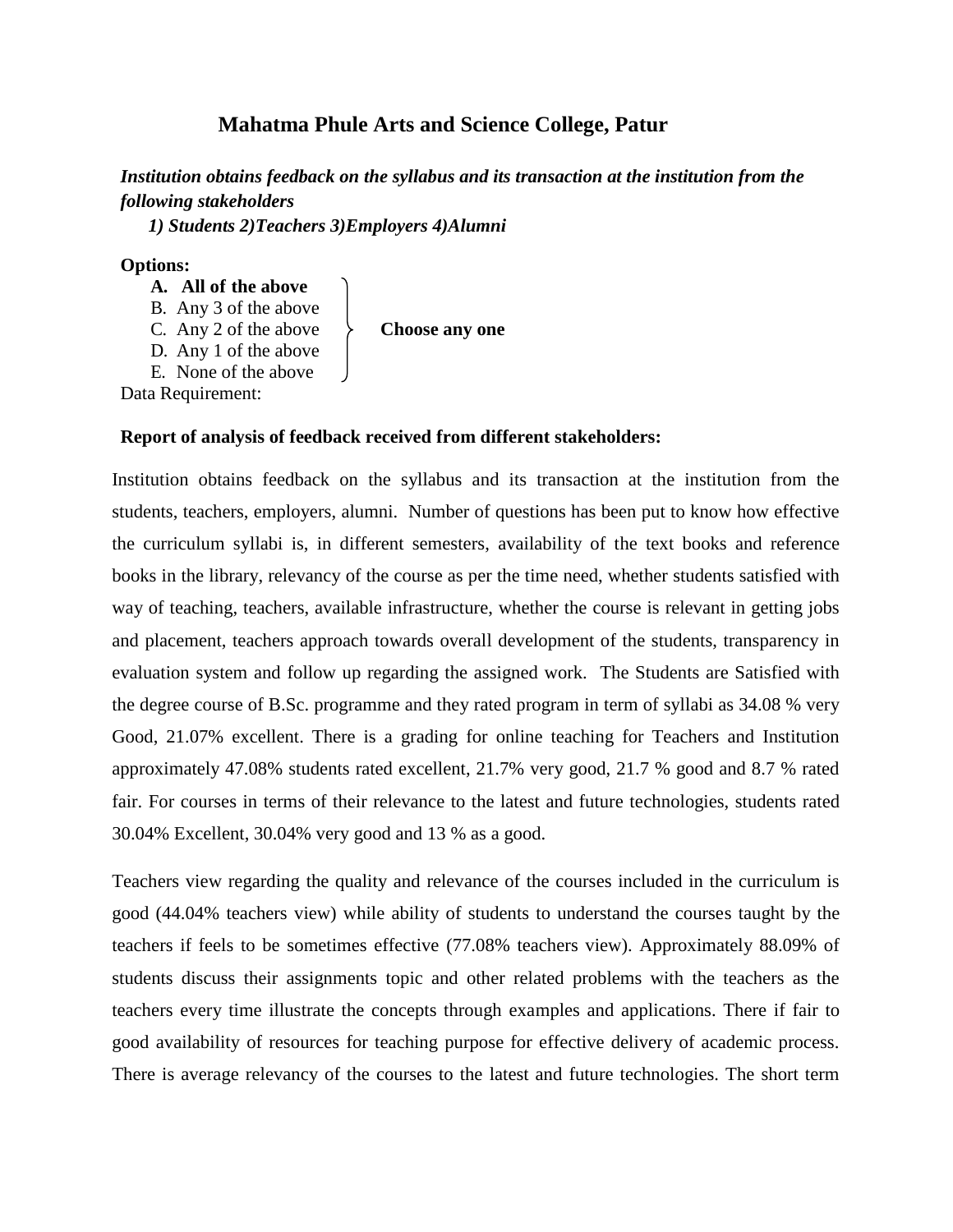# Mahatma Phule Arts and Science College, Patur

***Institution obtains feedback on the syllabus and its transaction at the institution from the following stakeholders***

***1) Students 2)Teachers 3)Employers 4)Alumni***

**Options:**

A. **All of the above**
B. Any 3 of the above
C. Any 2 of the above
D. Any 1 of the above
E. None of the above

**Choose any one**

Data Requirement:

**Report of analysis of feedback received from different stakeholders:**

Institution obtains feedback on the syllabus and its transaction at the institution from the students, teachers, employers, alumni. Number of questions has been put to know how effective the curriculum syllabi is, in different semesters, availability of the text books and reference books in the library, relevancy of the course as per the time need, whether students satisfied with way of teaching, teachers, available infrastructure, whether the course is relevant in getting jobs and placement, teachers approach towards overall development of the students, transparency in evaluation system and follow up regarding the assigned work. The Students are Satisfied with the degree course of B.Sc. programme and they rated program in term of syllabi as 34.08 % very Good, 21.07% excellent. There is a grading for online teaching for Teachers and Institution approximately 47.08% students rated excellent, 21.7% very good, 21.7 % good and 8.7 % rated fair. For courses in terms of their relevance to the latest and future technologies, students rated 30.04% Excellent, 30.04% very good and 13 % as a good.

Teachers view regarding the quality and relevance of the courses included in the curriculum is good (44.04% teachers view) while ability of students to understand the courses taught by the teachers if feels to be sometimes effective (77.08% teachers view). Approximately 88.09% of students discuss their assignments topic and other related problems with the teachers as the teachers every time illustrate the concepts through examples and applications. There if fair to good availability of resources for teaching purpose for effective delivery of academic process. There is average relevancy of the courses to the latest and future technologies. The short term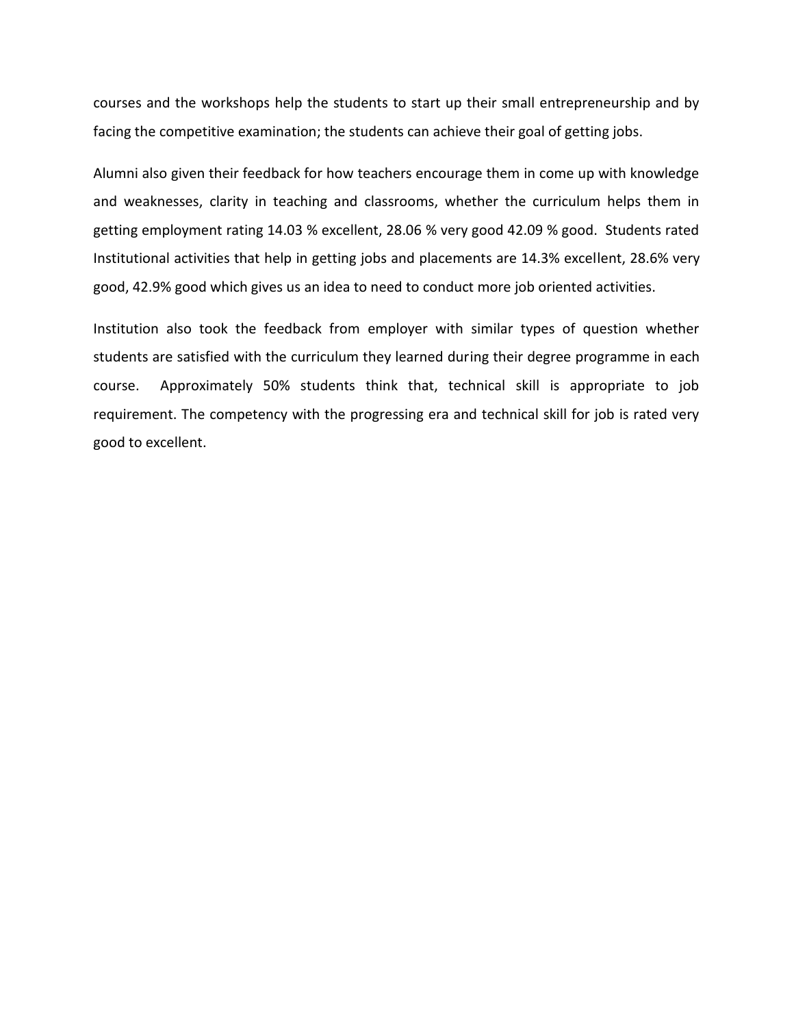courses and the workshops help the students to start up their small entrepreneurship and by facing the competitive examination; the students can achieve their goal of getting jobs.

Alumni also given their feedback for how teachers encourage them in come up with knowledge and weaknesses, clarity in teaching and classrooms, whether the curriculum helps them in getting employment rating 14.03 % excellent, 28.06 % very good 42.09 % good. Students rated Institutional activities that help in getting jobs and placements are 14.3% excellent, 28.6% very good, 42.9% good which gives us an idea to need to conduct more job oriented activities.

Institution also took the feedback from employer with similar types of question whether students are satisfied with the curriculum they learned during their degree programme in each course. Approximately 50% students think that, technical skill is appropriate to job requirement. The competency with the progressing era and technical skill for job is rated very good to excellent.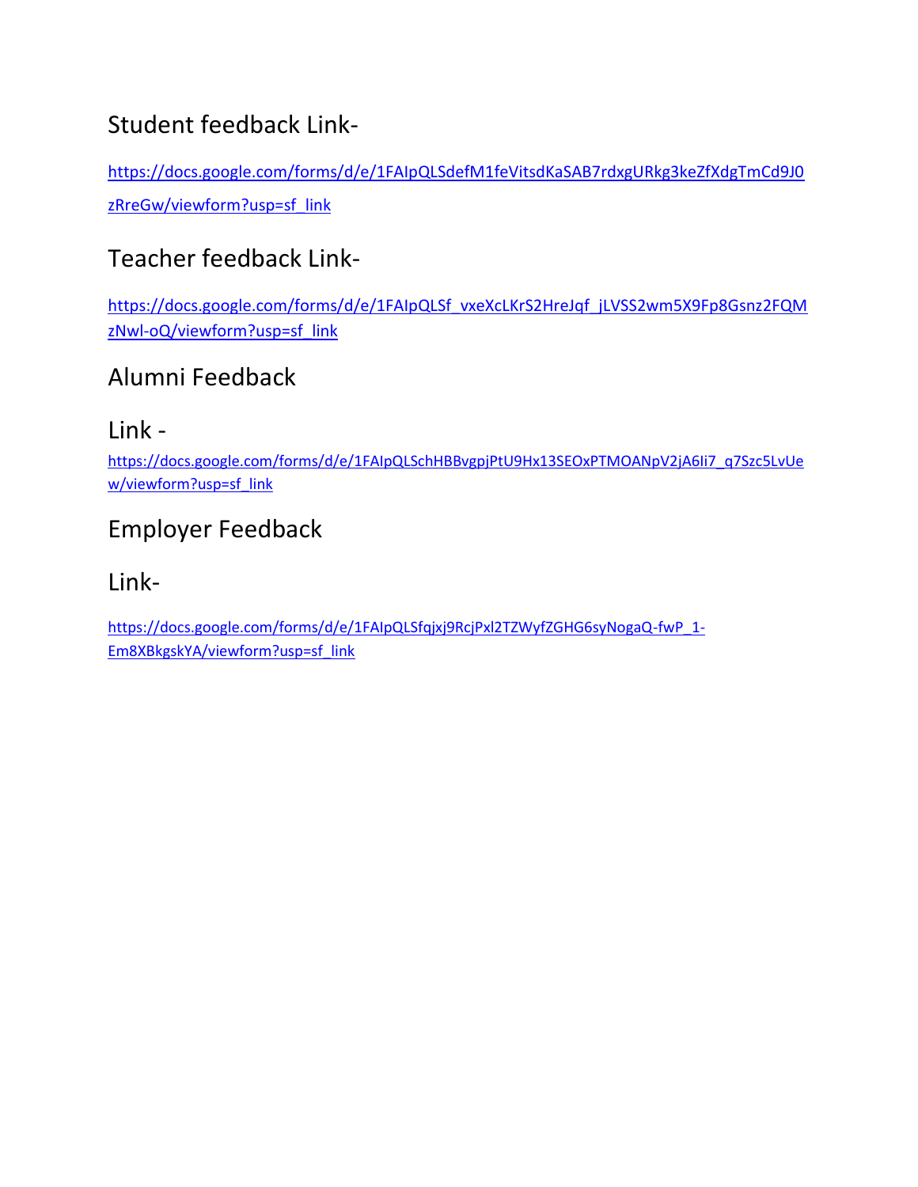## Student feedback Link-

https://docs.google.com/forms/d/e/1FAIpQLSdefM1feVitsdKaSAB7rdxgURkg3keZfXdgTmCd9J0zRreGw/viewform?usp=sf_link

## Teacher feedback Link-

https://docs.google.com/forms/d/e/1FAIpQLSf_vxeXcLKrS2HreJqf_jLVSS2wm5X9Fp8Gsnz2FQMzNwl-oQ/viewform?usp=sf_link

## Alumni Feedback

## Link -

https://docs.google.com/forms/d/e/1FAIpQLSchHBBvgpjPtU9Hx13SEOxPTMOANpV2jA6Ii7_q7Szc5LvUew/viewform?usp=sf_link

## Employer Feedback

## Link-

https://docs.google.com/forms/d/e/1FAIpQLSfqjxj9RcjPxl2TZWyfZGHG6syNogaQ-fwP_1-Em8XBkgskYA/viewform?usp=sf_link